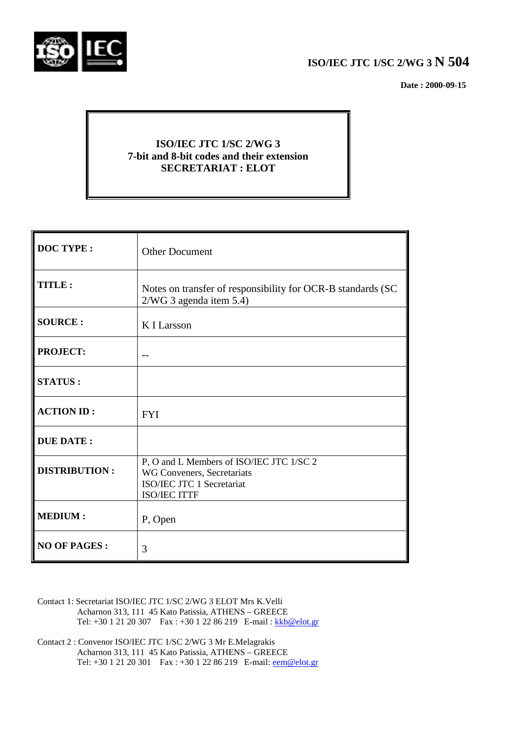**ISO/IEC JTC 1/SC 2/WG 3 N 504**

**Date : 2000-09-15**

**ISO/IEC JTC 1/SC 2/WG 3**
**7-bit and 8-bit codes and their extension**
**SECRETARIAT : ELOT**

| | |
|---|---|
| **DOC TYPE :** | Other Document |
| **TITLE :** | Notes on transfer of responsibility for OCR-B standards (SC 2/WG 3 agenda item 5.4) |
| **SOURCE :** | K I Larsson |
| **PROJECT:** | -- |
| **STATUS :** | |
| **ACTION ID :** | FYI |
| **DUE DATE :** | |
| **DISTRIBUTION :** | P, O and L Members of ISO/IEC JTC 1/SC 2<br>WG Conveners, Secretariats<br>ISO/IEC JTC 1 Secretariat<br>ISO/IEC ITTF |
| **MEDIUM :** | P, Open |
| **NO OF PAGES :** | 3 |

Contact 1: Secretariat ISO/IEC JTC 1/SC 2/WG 3 ELOT Mrs K.Velli
Acharnon 313, 111 45 Kato Patissia, ATHENS – GREECE
Tel: +30 1 21 20 307 Fax : +30 1 22 86 219 E-mail : kkb@elot.gr

Contact 2 : Convenor ISO/IEC JTC 1/SC 2/WG 3 Mr E.Melagrakis
Acharnon 313, 111 45 Kato Patissia, ATHENS – GREECE
Tel: +30 1 21 20 301 Fax : +30 1 22 86 219 E-mail: eem@elot.gr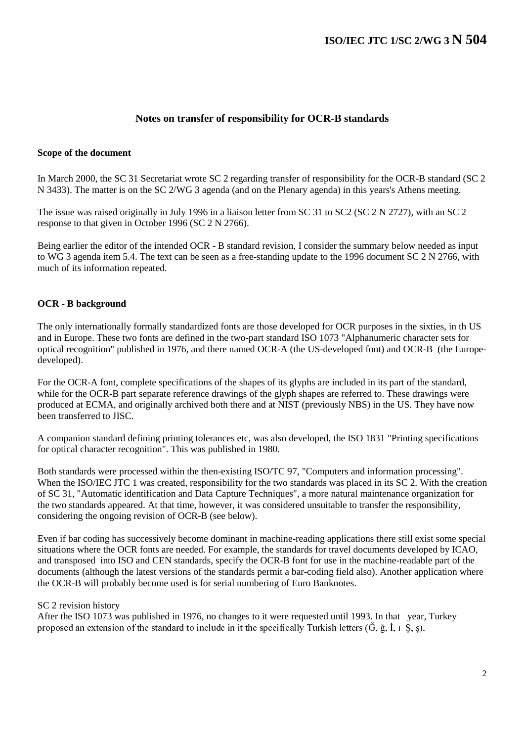# ISO/IEC JTC 1/SC 2/WG 3 N 504

## Notes on transfer of responsibility for OCR-B standards

### Scope of the document

In March 2000, the SC 31 Secretariat wrote SC 2 regarding transfer of responsibility for the OCR-B standard (SC 2 N 3433). The matter is on the SC 2/WG 3 agenda (and on the Plenary agenda) in this years's Athens meeting.

The issue was raised originally in July 1996 in a liaison letter from SC 31 to SC2 (SC 2 N 2727), with an SC 2 response to that given in October 1996 (SC 2 N 2766).

Being earlier the editor of the intended OCR - B standard revision, I consider the summary below needed as input to WG 3 agenda item 5.4. The text can be seen as a free-standing update to the 1996 document SC 2 N 2766, with much of its information repeated.

### OCR - B background

The only internationally formally standardized fonts are those developed for OCR purposes in the sixties, in th US and in Europe. These two fonts are defined in the two-part standard ISO 1073 "Alphanumeric character sets for optical recognition" published in 1976, and there named OCR-A (the US-developed font) and OCR-B (the Europe-developed).

For the OCR-A font, complete specifications of the shapes of its glyphs are included in its part of the standard, while for the OCR-B part separate reference drawings of the glyph shapes are referred to. These drawings were produced at ECMA, and originally archived both there and at NIST (previously NBS) in the US. They have now been transferred to JISC.

A companion standard defining printing tolerances etc, was also developed, the ISO 1831 "Printing specifications for optical character recognition". This was published in 1980.

Both standards were processed within the then-existing ISO/TC 97, "Computers and information processing". When the ISO/IEC JTC 1 was created, responsibility for the two standards was placed in its SC 2. With the creation of SC 31, "Automatic identification and Data Capture Techniques", a more natural maintenance organization for the two standards appeared. At that time, however, it was considered unsuitable to transfer the responsibility, considering the ongoing revision of OCR-B (see below).

Even if bar coding has successively become dominant in machine-reading applications there still exist some special situations where the OCR fonts are needed. For example, the standards for travel documents developed by ICAO, and transposed into ISO and CEN standards, specify the OCR-B font for use in the machine-readable part of the documents (although the latest versions of the standards permit a bar-coding field also). Another application where the OCR-B will probably become used is for serial numbering of Euro Banknotes.

SC 2 revision history

After the ISO 1073 was published in 1976, no changes to it were requested until 1993. In that year, Turkey proposed an extension of the standard to include in it the specifically Turkish letters (Ğ, ğ, İ, ı Ş, ş).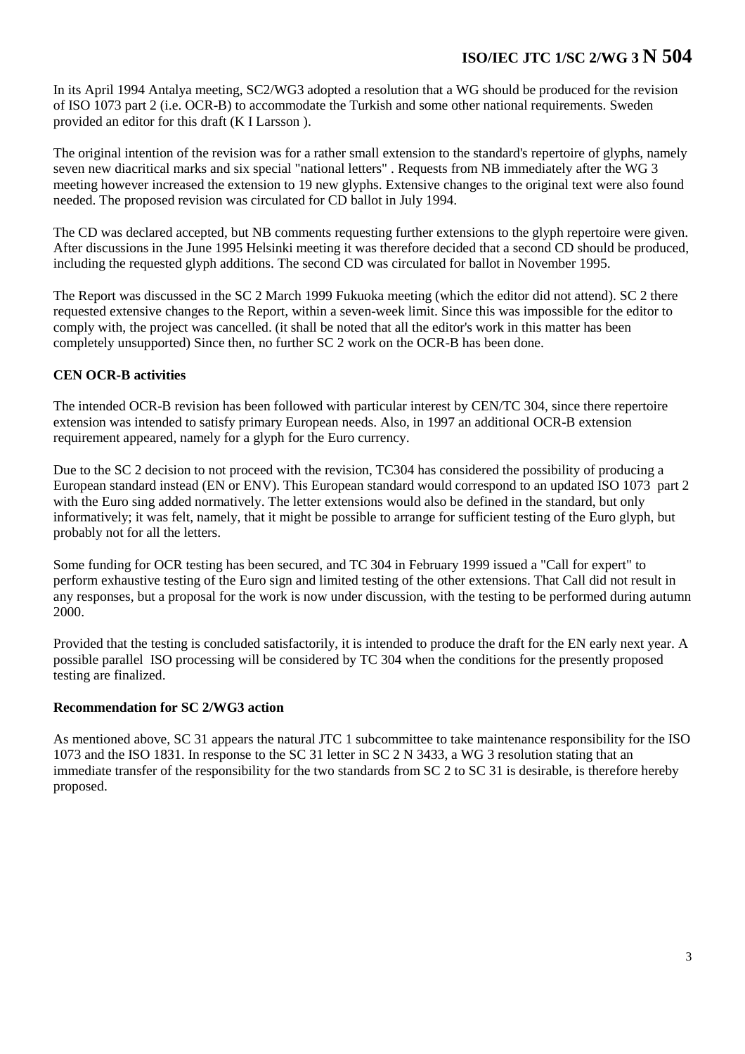In its April 1994 Antalya meeting, SC2/WG3 adopted a resolution that a WG should be produced for the revision of ISO 1073 part 2 (i.e. OCR-B) to accommodate the Turkish and some other national requirements. Sweden provided an editor for this draft (K I Larsson ).

The original intention of the revision was for a rather small extension to the standard's repertoire of glyphs, namely seven new diacritical marks and six special "national letters" . Requests from NB immediately after the WG 3 meeting however increased the extension to 19 new glyphs. Extensive changes to the original text were also found needed. The proposed revision was circulated for CD ballot in July 1994.

The CD was declared accepted, but NB comments requesting further extensions to the glyph repertoire were given. After discussions in the June 1995 Helsinki meeting it was therefore decided that a second CD should be produced, including the requested glyph additions. The second CD was circulated for ballot in November 1995.

The Report was discussed in the SC 2 March 1999 Fukuoka meeting (which the editor did not attend). SC 2 there requested extensive changes to the Report, within a seven-week limit. Since this was impossible for the editor to comply with, the project was cancelled. (it shall be noted that all the editor's work in this matter has been completely unsupported) Since then, no further SC 2 work on the OCR-B has been done.

**CEN OCR-B activities**

The intended OCR-B revision has been followed with particular interest by CEN/TC 304, since there repertoire extension was intended to satisfy primary European needs. Also, in 1997 an additional OCR-B extension requirement appeared, namely for a glyph for the Euro currency.

Due to the SC 2 decision to not proceed with the revision, TC304 has considered the possibility of producing a European standard instead (EN or ENV). This European standard would correspond to an updated ISO 1073 part 2 with the Euro sing added normatively. The letter extensions would also be defined in the standard, but only informatively; it was felt, namely, that it might be possible to arrange for sufficient testing of the Euro glyph, but probably not for all the letters.

Some funding for OCR testing has been secured, and TC 304 in February 1999 issued a "Call for expert" to perform exhaustive testing of the Euro sign and limited testing of the other extensions. That Call did not result in any responses, but a proposal for the work is now under discussion, with the testing to be performed during autumn 2000.

Provided that the testing is concluded satisfactorily, it is intended to produce the draft for the EN early next year. A possible parallel ISO processing will be considered by TC 304 when the conditions for the presently proposed testing are finalized.

**Recommendation for SC 2/WG3 action**

As mentioned above, SC 31 appears the natural JTC 1 subcommittee to take maintenance responsibility for the ISO 1073 and the ISO 1831. In response to the SC 31 letter in SC 2 N 3433, a WG 3 resolution stating that an immediate transfer of the responsibility for the two standards from SC 2 to SC 31 is desirable, is therefore hereby proposed.